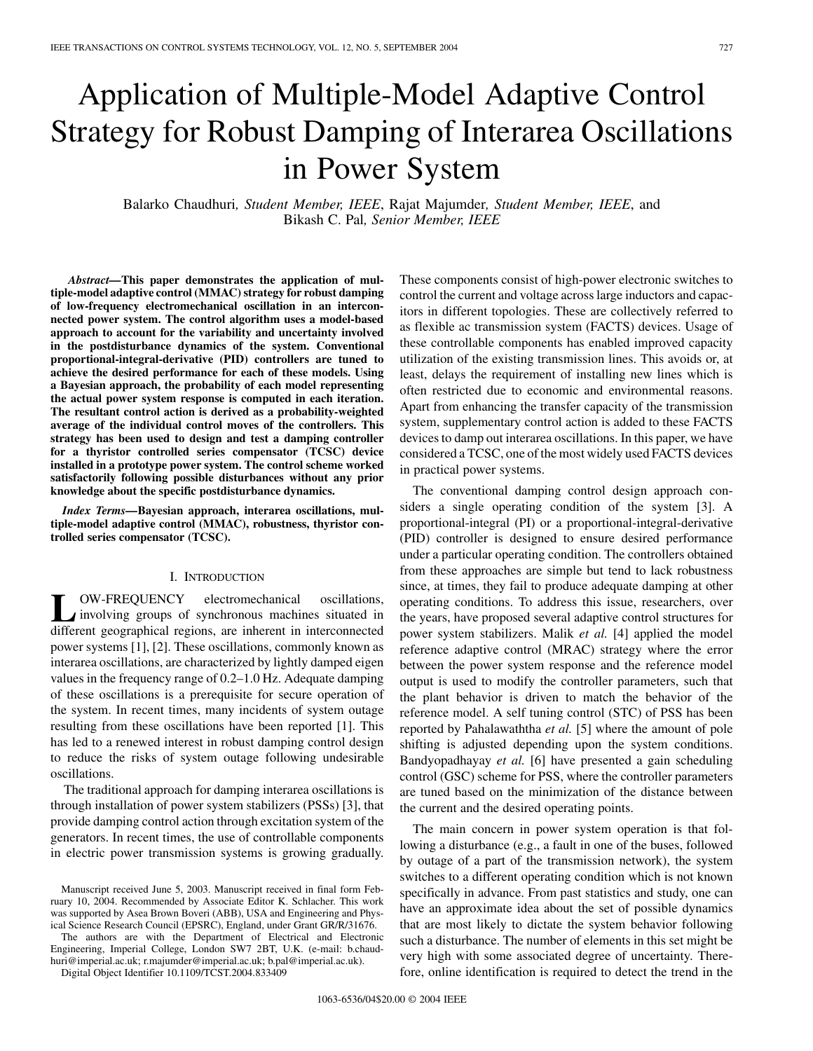# Application of Multiple-Model Adaptive Control Strategy for Robust Damping of Interarea Oscillations in Power System

Balarko Chaudhuri, *Student Member, IEEE*, Rajat Majumder, *Student Member, IEEE*, and Bikash C. Pal, *Senior Member, IEEE*

***Abstract*—This paper demonstrates the application of multiple-model adaptive control (MMAC) strategy for robust damping of low-frequency electromechanical oscillation in an interconnected power system. The control algorithm uses a model-based approach to account for the variability and uncertainty involved in the postdisturbance dynamics of the system. Conventional proportional-integral-derivative (PID) controllers are tuned to achieve the desired performance for each of these models. Using a Bayesian approach, the probability of each model representing the actual power system response is computed in each iteration. The resultant control action is derived as a probability-weighted average of the individual control moves of the controllers. This strategy has been used to design and test a damping controller for a thyristor controlled series compensator (TCSC) device installed in a prototype power system. The control scheme worked satisfactorily following possible disturbances without any prior knowledge about the specific postdisturbance dynamics.**

***Index Terms*—Bayesian approach, interarea oscillations, multiple-model adaptive control (MMAC), robustness, thyristor controlled series compensator (TCSC).**

## I. Introduction

Low-frequency electromechanical oscillations, involving groups of synchronous machines situated in different geographical regions, are inherent in interconnected power systems [1], [2]. These oscillations, commonly known as interarea oscillations, are characterized by lightly damped eigen values in the frequency range of 0.2–1.0 Hz. Adequate damping of these oscillations is a prerequisite for secure operation of the system. In recent times, many incidents of system outage resulting from these oscillations have been reported [1]. This has led to a renewed interest in robust damping control design to reduce the risks of system outage following undesirable oscillations.

The traditional approach for damping interarea oscillations is through installation of power system stabilizers (PSSs) [3], that provide damping control action through excitation system of the generators. In recent times, the use of controllable components in electric power transmission systems is growing gradually. These components consist of high-power electronic switches to control the current and voltage across large inductors and capacitors in different topologies. These are collectively referred to as flexible ac transmission system (FACTS) devices. Usage of these controllable components has enabled improved capacity utilization of the existing transmission lines. This avoids or, at least, delays the requirement of installing new lines which is often restricted due to economic and environmental reasons. Apart from enhancing the transfer capacity of the transmission system, supplementary control action is added to these FACTS devices to damp out interarea oscillations. In this paper, we have considered a TCSC, one of the most widely used FACTS devices in practical power systems.

The conventional damping control design approach considers a single operating condition of the system [3]. A proportional-integral (PI) or a proportional-integral-derivative (PID) controller is designed to ensure desired performance under a particular operating condition. The controllers obtained from these approaches are simple but tend to lack robustness since, at times, they fail to produce adequate damping at other operating conditions. To address this issue, researchers, over the years, have proposed several adaptive control structures for power system stabilizers. Malik *et al.* [4] applied the model reference adaptive control (MRAC) strategy where the error between the power system response and the reference model output is used to modify the controller parameters, such that the plant behavior is driven to match the behavior of the reference model. A self tuning control (STC) of PSS has been reported by Pahalawaththa *et al.* [5] where the amount of pole shifting is adjusted depending upon the system conditions. Bandyopadhayay *et al.* [6] have presented a gain scheduling control (GSC) scheme for PSS, where the controller parameters are tuned based on the minimization of the distance between the current and the desired operating points.

The main concern in power system operation is that following a disturbance (e.g., a fault in one of the buses, followed by outage of a part of the transmission network), the system switches to a different operating condition which is not known specifically in advance. From past statistics and study, one can have an approximate idea about the set of possible dynamics that are most likely to dictate the system behavior following such a disturbance. The number of elements in this set might be very high with some associated degree of uncertainty. Therefore, online identification is required to detect the trend in the

Manuscript received June 5, 2003. Manuscript received in final form February 10, 2004. Recommended by Associate Editor K. Schlacher. This work was supported by Asea Brown Boveri (ABB), USA and Engineering and Physical Science Research Council (EPSRC), England, under Grant GR/R/31676.

The authors are with the Department of Electrical and Electronic Engineering, Imperial College, London SW7 2BT, U.K. (e-mail: b.chaudhuri@imperial.ac.uk; r.majumder@imperial.ac.uk; b.pal@imperial.ac.uk).

Digital Object Identifier 10.1109/TCST.2004.833409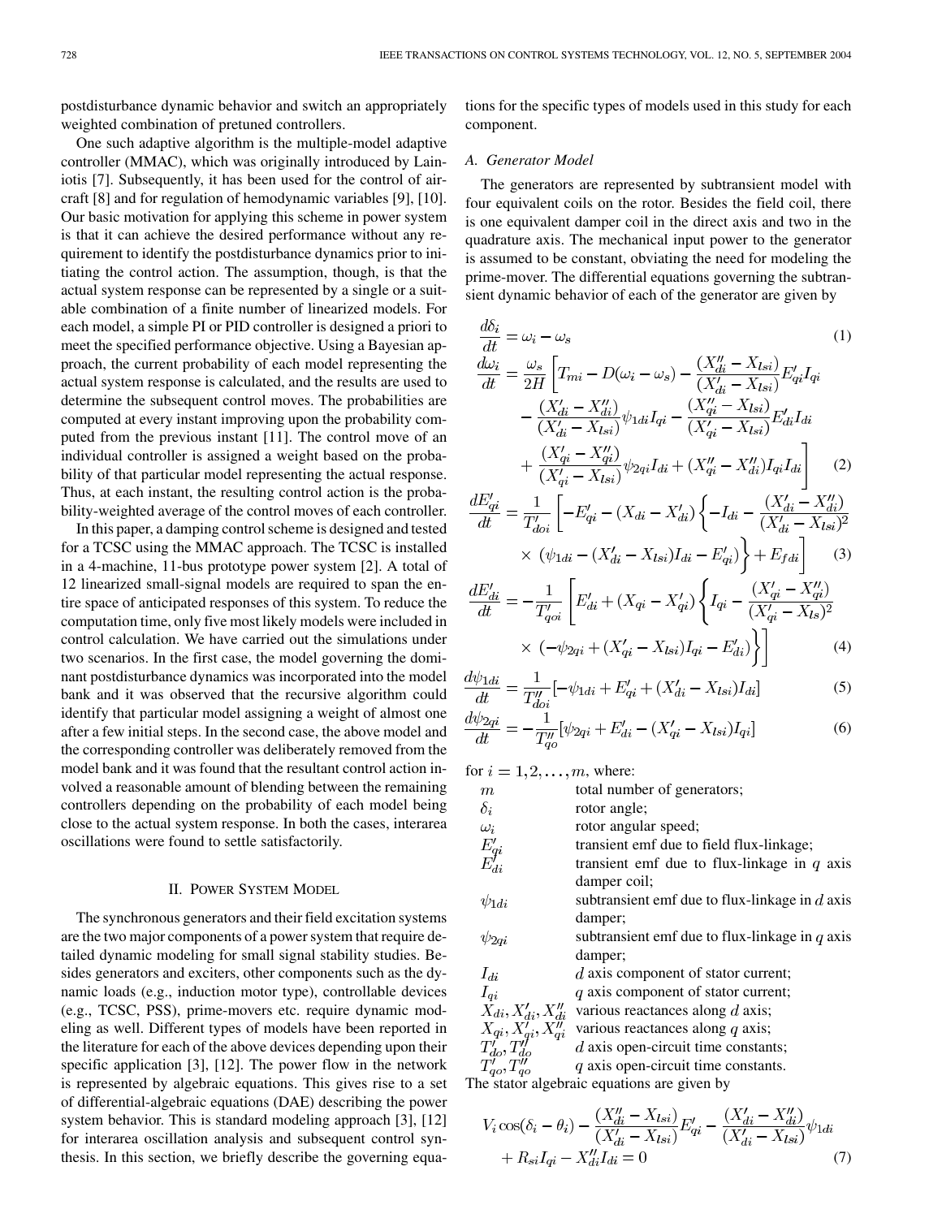postdisturbance dynamic behavior and switch an appropriately weighted combination of pretuned controllers.

One such adaptive algorithm is the multiple-model adaptive controller (MMAC), which was originally introduced by Lainiotis [7]. Subsequently, it has been used for the control of aircraft [8] and for regulation of hemodynamic variables [9], [10]. Our basic motivation for applying this scheme in power system is that it can achieve the desired performance without any requirement to identify the postdisturbance dynamics prior to initiating the control action. The assumption, though, is that the actual system response can be represented by a single or a suitable combination of a finite number of linearized models. For each model, a simple PI or PID controller is designed a priori to meet the specified performance objective. Using a Bayesian approach, the current probability of each model representing the actual system response is calculated, and the results are used to determine the subsequent control moves. The probabilities are computed at every instant improving upon the probability computed from the previous instant [11]. The control move of an individual controller is assigned a weight based on the probability of that particular model representing the actual response. Thus, at each instant, the resulting control action is the probability-weighted average of the control moves of each controller.

In this paper, a damping control scheme is designed and tested for a TCSC using the MMAC approach. The TCSC is installed in a 4-machine, 11-bus prototype power system [2]. A total of 12 linearized small-signal models are required to span the entire space of anticipated responses of this system. To reduce the computation time, only five most likely models were included in control calculation. We have carried out the simulations under two scenarios. In the first case, the model governing the dominant postdisturbance dynamics was incorporated into the model bank and it was observed that the recursive algorithm could identify that particular model assigning a weight of almost one after a few initial steps. In the second case, the above model and the corresponding controller was deliberately removed from the model bank and it was found that the resultant control action involved a reasonable amount of blending between the remaining controllers depending on the probability of each model being close to the actual system response. In both the cases, interarea oscillations were found to settle satisfactorily.

## II. Power System Model

The synchronous generators and their field excitation systems are the two major components of a power system that require detailed dynamic modeling for small signal stability studies. Besides generators and exciters, other components such as the dynamic loads (e.g., induction motor type), controllable devices (e.g., TCSC, PSS), prime-movers etc. require dynamic modeling as well. Different types of models have been reported in the literature for each of the above devices depending upon their specific application [3], [12]. The power flow in the network is represented by algebraic equations. This gives rise to a set of differential-algebraic equations (DAE) describing the power system behavior. This is standard modeling approach [3], [12] for interarea oscillation analysis and subsequent control synthesis. In this section, we briefly describe the governing equations for the specific types of models used in this study for each component.

### A. Generator Model

The generators are represented by subtransient model with four equivalent coils on the rotor. Besides the field coil, there is one equivalent damper coil in the direct axis and two in the quadrature axis. The mechanical input power to the generator is assumed to be constant, obviating the need for modeling the prime-mover. The differential equations governing the subtransient dynamic behavior of each of the generator are given by

$$\frac{d\delta_i}{dt} = \omega_i - \omega_s \tag{1}$$

$$\begin{aligned}\frac{d\omega_i}{dt} = \frac{\omega_s}{2H}\Bigg[&T_{mi} - D(\omega_i - \omega_s) - \frac{(X''_{di} - X_{lsi})}{(X'_{di} - X_{lsi})}E'_{qi}I_{qi} \\ &- \frac{(X'_{di} - X''_{di})}{(X'_{di} - X_{lsi})}\psi_{1di}I_{qi} - \frac{(X''_{qi} - X_{lsi})}{(X'_{qi} - X_{lsi})}E'_{di}I_{di} \\ &+ \frac{(X'_{qi} - X''_{qi})}{(X'_{qi} - X_{lsi})}\psi_{2qi}I_{di} + (X''_{qi} - X''_{di})I_{qi}I_{di}\Bigg]\end{aligned} \tag{2}$$

$$\begin{aligned}\frac{dE'_{qi}}{dt} = \frac{1}{T'_{doi}}\Bigg[&-E'_{qi} - (X_{di} - X'_{di})\Bigg\{-I_{di} - \frac{(X'_{di} - X''_{di})}{(X'_{di} - X_{lsi})^2} \\ &\times (\psi_{1di} - (X'_{di} - X_{lsi})I_{di} - E'_{qi})\Bigg\} + E_{fdi}\Bigg]\end{aligned} \tag{3}$$

$$\begin{aligned}\frac{dE'_{di}}{dt} = -\frac{1}{T'_{qoi}}\Bigg[&E'_{di} + (X_{qi} - X'_{qi})\Bigg\{I_{qi} - \frac{(X'_{qi} - X''_{qi})}{(X'_{qi} - X_{ls})^2} \\ &\times (-\psi_{2qi} + (X'_{qi} - X_{lsi})I_{qi} - E'_{di})\Bigg\}\Bigg]\end{aligned} \tag{4}$$

$$\frac{d\psi_{1di}}{dt} = \frac{1}{T''_{doi}}[-\psi_{1di} + E'_{qi} + (X'_{di} - X_{lsi})I_{di}] \tag{5}$$

$$\frac{d\psi_{2qi}}{dt} = -\frac{1}{T''_{qo}}[\psi_{2qi} + E'_{di} - (X'_{qi} - X_{lsi})I_{qi}] \tag{6}$$

for $i = 1, 2, \ldots, m$, where:

| | |
|---|---|
| $m$ | total number of generators; |
| $\delta_i$ | rotor angle; |
| $\omega_i$ | rotor angular speed; |
| $E'_{qi}$ | transient emf due to field flux-linkage; |
| $E'_{di}$ | transient emf due to flux-linkage in $q$ axis damper coil; |
| $\psi_{1di}$ | subtransient emf due to flux-linkage in $d$ axis damper; |
| $\psi_{2qi}$ | subtransient emf due to flux-linkage in $q$ axis damper; |
| $I_{di}$ | $d$ axis component of stator current; |
| $I_{qi}$ | $q$ axis component of stator current; |
| $X_{di}, X'_{di}, X''_{di}$ | various reactances along $d$ axis; |
| $X_{qi}, X'_{qi}, X''_{qi}$ | various reactances along $q$ axis; |
| $T'_{do}, T''_{do}$ | $d$ axis open-circuit time constants; |
| $T'_{qo}, T''_{qo}$ | $q$ axis open-circuit time constants. |

The stator algebraic equations are given by

$$\begin{aligned}V_i\cos(\delta_i - \theta_i) - \frac{(X''_{di} - X_{lsi})}{(X'_{di} - X_{lsi})}E'_{qi} - \frac{(X'_{di} - X''_{di})}{(X'_{di} - X_{lsi})}\psi_{1di} \\ + R_{si}I_{qi} - X''_{di}I_{di} = 0\end{aligned} \tag{7}$$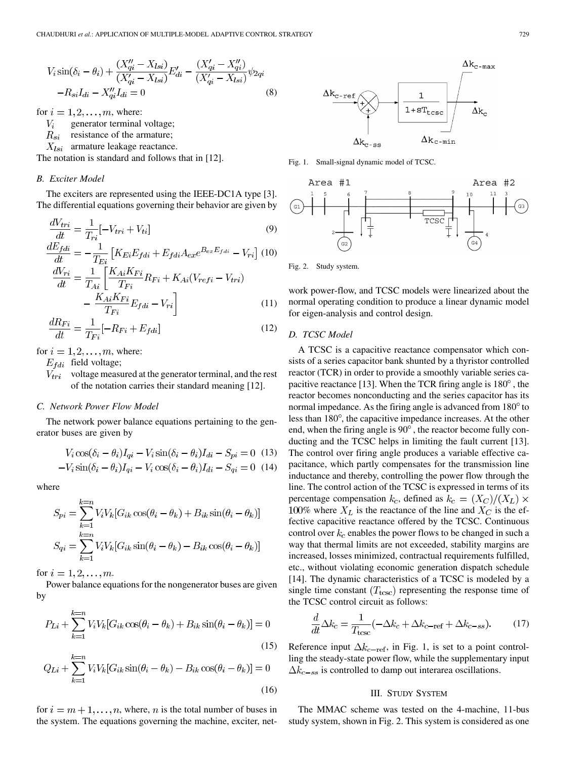$$V_i \sin(\delta_i - \theta_i) + \frac{(X''_{qi} - X_{lsi})}{(X'_{qi} - X_{lsi})} E'_{di} - \frac{(X'_{qi} - X''_{qi})}{(X'_{qi} - X_{lsi})} \psi_{2qi}$$
$$-R_{si} I_{di} - X''_{qi} I_{di} = 0 \tag{8}$$

for $i = 1, 2, \ldots, m$, where:

- $V_i$ generator terminal voltage;
- $R_{si}$ resistance of the armature;
- $X_{lsi}$ armature leakage reactance.

The notation is standard and follows that in [12].

### B. Exciter Model

The exciters are represented using the IEEE-DC1A type [3]. The differential equations governing their behavior are given by

$$\frac{dV_{tri}}{dt} = \frac{1}{T_{ri}}[-V_{tri} + V_{ti}] \tag{9}$$

$$\frac{dE_{fdi}}{dt} = -\frac{1}{T_{Ei}}\left[K_{Ei}E_{fdi} + E_{fdi}A_{ex}e^{B_{ex}E_{fdi}} - V_{ri}\right] \tag{10}$$

$$\frac{dV_{ri}}{dt} = \frac{1}{T_{Ai}}\left[\frac{K_{Ai}K_{Fi}}{T_{Fi}}R_{Fi} + K_{Ai}(V_{refi} - V_{tri}) - \frac{K_{Ai}K_{Fi}}{T_{Fi}}E_{fdi} - V_{ri}\right] \tag{11}$$

$$\frac{dR_{Fi}}{dt} = \frac{1}{T_{Fi}}[-R_{Fi} + E_{fdi}] \tag{12}$$

for $i = 1, 2, \ldots, m$, where:

- $E_{fdi}$ field voltage;
- $V_{tri}$ voltage measured at the generator terminal, and the rest of the notation carries their standard meaning [12].

### C. Network Power Flow Model

The network power balance equations pertaining to the generator buses are given by

$$V_i \cos(\delta_i - \theta_i) I_{qi} - V_i \sin(\delta_i - \theta_i) I_{di} - S_{pi} = 0 \tag{13}$$

$$-V_i \sin(\delta_i - \theta_i) I_{qi} - V_i \cos(\delta_i - \theta_i) I_{di} - S_{qi} = 0 \tag{14}$$

where

$$S_{pi} = \sum_{k=1}^{k=n} V_i V_k [G_{ik}\cos(\theta_i - \theta_k) + B_{ik}\sin(\theta_i - \theta_k)]$$

$$S_{qi} = \sum_{k=1}^{k=n} V_i V_k [G_{ik}\sin(\theta_i - \theta_k) - B_{ik}\cos(\theta_i - \theta_k)]$$

for $i = 1, 2, \ldots, m$.

Power balance equations for the nongenerator buses are given by

$$P_{Li} + \sum_{k=1}^{k=n} V_i V_k [G_{ik}\cos(\theta_i - \theta_k) + B_{ik}\sin(\theta_i - \theta_k)] = 0 \tag{15}$$

$$Q_{Li} + \sum_{k=1}^{k=n} V_i V_k [G_{ik}\sin(\theta_i - \theta_k) - B_{ik}\cos(\theta_i - \theta_k)] = 0 \tag{16}$$

for $i = m+1, \ldots, n$, where, $n$ is the total number of buses in the system. The equations governing the machine, exciter, network power-flow, and TCSC models were linearized about the normal operating condition to produce a linear dynamic model for eigen-analysis and control design.

Fig. 1. Small-signal dynamic model of TCSC.

Fig. 2. Study system.

### D. TCSC Model

A TCSC is a capacitive reactance compensator which consists of a series capacitor bank shunted by a thyristor controlled reactor (TCR) in order to provide a smoothly variable series capacitive reactance [13]. When the TCR firing angle is 180°, the reactor becomes nonconducting and the series capacitor has its normal impedance. As the firing angle is advanced from 180° to less than 180°, the capacitive impedance increases. At the other end, when the firing angle is 90°, the reactor become fully conducting and the TCSC helps in limiting the fault current [13]. The control over firing angle produces a variable effective capacitance, which partly compensates for the transmission line inductance and thereby, controlling the power flow through the line. The control action of the TCSC is expressed in terms of its percentage compensation $k_c$, defined as $k_c = (X_C)/(X_L) \times 100\%$ where $X_L$ is the reactance of the line and $X_C$ is the effective capacitive reactance offered by the TCSC. Continuous control over $k_c$ enables the power flows to be changed in such a way that thermal limits are not exceeded, stability margins are increased, losses minimized, contractual requirements fulfilled, etc., without violating economic generation dispatch schedule [14]. The dynamic characteristics of a TCSC is modeled by a single time constant $(T_{\text{tcsc}})$ representing the response time of the TCSC control circuit as follows:

$$\frac{d}{dt}\Delta k_c = \frac{1}{T_{\text{tcsc}}}(-\Delta k_c + \Delta k_{c-\text{ref}} + \Delta k_{c-ss}). \tag{17}$$

Reference input $\Delta k_{c-\text{ref}}$, in Fig. 1, is set to a point controlling the steady-state power flow, while the supplementary input $\Delta k_{c-ss}$ is controlled to damp out interarea oscillations.

## III. Study System

The MMAC scheme was tested on the 4-machine, 11-bus study system, shown in Fig. 2. This system is considered as one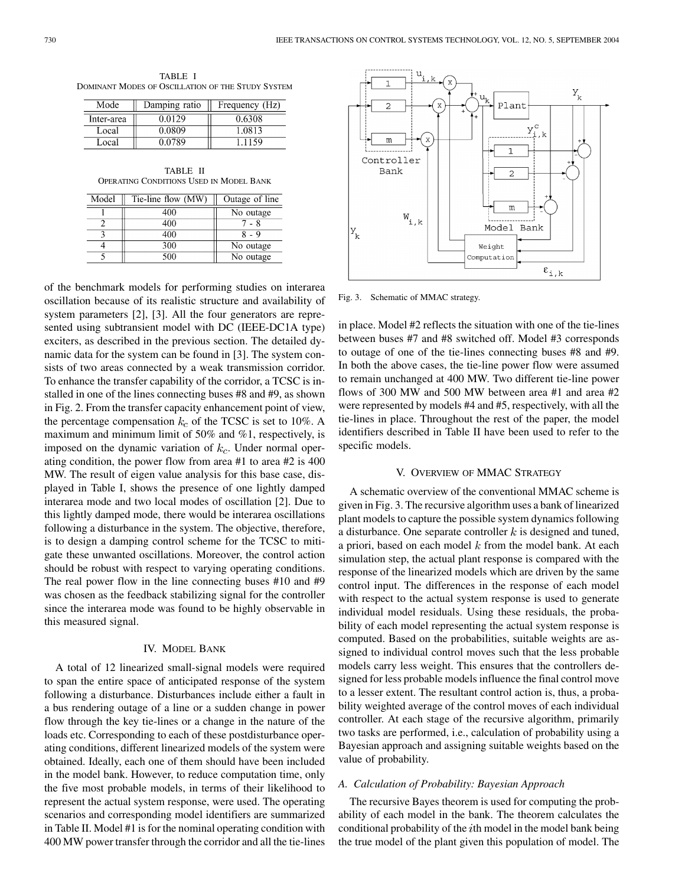TABLE I
DOMINANT MODES OF OSCILLATION OF THE STUDY SYSTEM

| Mode | Damping ratio | Frequency (Hz) |
|---|---|---|
| Inter-area | 0.0129 | 0.6308 |
| Local | 0.0809 | 1.0813 |
| Local | 0.0789 | 1.1159 |

TABLE II
OPERATING CONDITIONS USED IN MODEL BANK

| Model | Tie-line flow (MW) | Outage of line |
|---|---|---|
| 1 | 400 | No outage |
| 2 | 400 | 7 - 8 |
| 3 | 400 | 8 - 9 |
| 4 | 300 | No outage |
| 5 | 500 | No outage |

of the benchmark models for performing studies on interarea oscillation because of its realistic structure and availability of system parameters [2], [3]. All the four generators are represented using subtransient model with DC (IEEE-DC1A type) exciters, as described in the previous section. The detailed dynamic data for the system can be found in [3]. The system consists of two areas connected by a weak transmission corridor. To enhance the transfer capability of the corridor, a TCSC is installed in one of the lines connecting buses #8 and #9, as shown in Fig. 2. From the transfer capacity enhancement point of view, the percentage compensation $k_c$ of the TCSC is set to 10%. A maximum and minimum limit of 50% and %1, respectively, is imposed on the dynamic variation of $k_c$. Under normal operating condition, the power flow from area #1 to area #2 is 400 MW. The result of eigen value analysis for this base case, displayed in Table I, shows the presence of one lightly damped interarea mode and two local modes of oscillation [2]. Due to this lightly damped mode, there would be interarea oscillations following a disturbance in the system. The objective, therefore, is to design a damping control scheme for the TCSC to mitigate these unwanted oscillations. Moreover, the control action should be robust with respect to varying operating conditions. The real power flow in the line connecting buses #10 and #9 was chosen as the feedback stabilizing signal for the controller since the interarea mode was found to be highly observable in this measured signal.

## IV. MODEL BANK

A total of 12 linearized small-signal models were required to span the entire space of anticipated response of the system following a disturbance. Disturbances include either a fault in a bus rendering outage of a line or a sudden change in power flow through the key tie-lines or a change in the nature of the loads etc. Corresponding to each of these postdisturbance operating conditions, different linearized models of the system were obtained. Ideally, each one of them should have been included in the model bank. However, to reduce computation time, only the five most probable models, in terms of their likelihood to represent the actual system response, were used. The operating scenarios and corresponding model identifiers are summarized in Table II. Model #1 is for the nominal operating condition with 400 MW power transfer through the corridor and all the tie-lines in place. Model #2 reflects the situation with one of the tie-lines between buses #7 and #8 switched off. Model #3 corresponds to outage of one of the tie-lines connecting buses #8 and #9. In both the above cases, the tie-line power flow were assumed to remain unchanged at 400 MW. Two different tie-line power flows of 300 MW and 500 MW between area #1 and area #2 were represented by models #4 and #5, respectively, with all the tie-lines in place. Throughout the rest of the paper, the model identifiers described in Table II have been used to refer to the specific models.

Fig. 3. Schematic of MMAC strategy.

## V. OVERVIEW OF MMAC STRATEGY

A schematic overview of the conventional MMAC scheme is given in Fig. 3. The recursive algorithm uses a bank of linearized plant models to capture the possible system dynamics following a disturbance. One separate controller $k$ is designed and tuned, a priori, based on each model $k$ from the model bank. At each simulation step, the actual plant response is compared with the response of the linearized models which are driven by the same control input. The differences in the response of each model with respect to the actual system response is used to generate individual model residuals. Using these residuals, the probability of each model representing the actual system response is computed. Based on the probabilities, suitable weights are assigned to individual control moves such that the less probable models carry less weight. This ensures that the controllers designed for less probable models influence the final control move to a lesser extent. The resultant control action is, thus, a probability weighted average of the control moves of each individual controller. At each stage of the recursive algorithm, primarily two tasks are performed, i.e., calculation of probability using a Bayesian approach and assigning suitable weights based on the value of probability.

### A. Calculation of Probability: Bayesian Approach

The recursive Bayes theorem is used for computing the probability of each model in the bank. The theorem calculates the conditional probability of the $i$th model in the model bank being the true model of the plant given this population of model. The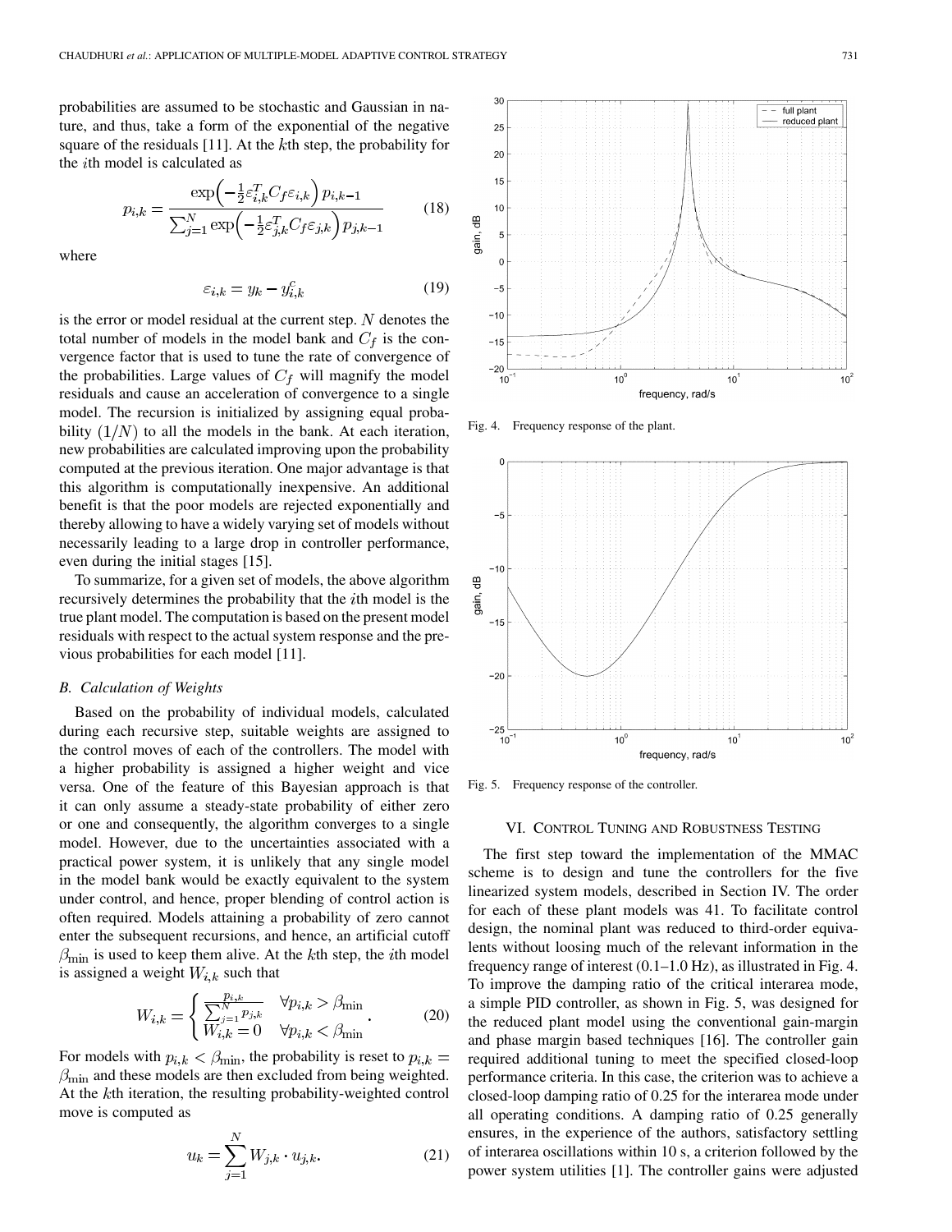probabilities are assumed to be stochastic and Gaussian in nature, and thus, take a form of the exponential of the negative square of the residuals [11]. At the $k$th step, the probability for the $i$th model is calculated as

$$p_{i,k} = \frac{\exp\left(-\frac{1}{2}\varepsilon_{i,k}^T C_f \varepsilon_{i,k}\right) p_{i,k-1}}{\sum_{j=1}^{N} \exp\left(-\frac{1}{2}\varepsilon_{j,k}^T C_f \varepsilon_{j,k}\right) p_{j,k-1}} \tag{18}$$

where

$$\varepsilon_{i,k} = y_k - y_{i,k}^c \tag{19}$$

is the error or model residual at the current step. $N$ denotes the total number of models in the model bank and $C_f$ is the convergence factor that is used to tune the rate of convergence of the probabilities. Large values of $C_f$ will magnify the model residuals and cause an acceleration of convergence to a single model. The recursion is initialized by assigning equal probability $(1/N)$ to all the models in the bank. At each iteration, new probabilities are calculated improving upon the probability computed at the previous iteration. One major advantage is that this algorithm is computationally inexpensive. An additional benefit is that the poor models are rejected exponentially and thereby allowing to have a widely varying set of models without necessarily leading to a large drop in controller performance, even during the initial stages [15].

To summarize, for a given set of models, the above algorithm recursively determines the probability that the $i$th model is the true plant model. The computation is based on the present model residuals with respect to the actual system response and the previous probabilities for each model [11].

### B. Calculation of Weights

Based on the probability of individual models, calculated during each recursive step, suitable weights are assigned to the control moves of each of the controllers. The model with a higher probability is assigned a higher weight and vice versa. One of the feature of this Bayesian approach is that it can only assume a steady-state probability of either zero or one and consequently, the algorithm converges to a single model. However, due to the uncertainties associated with a practical power system, it is unlikely that any single model in the model bank would be exactly equivalent to the system under control, and hence, proper blending of control action is often required. Models attaining a probability of zero cannot enter the subsequent recursions, and hence, an artificial cutoff $\beta_{\min}$ is used to keep them alive. At the $k$th step, the $i$th model is assigned a weight $W_{i,k}$ such that

$$W_{i,k} = \begin{cases} \frac{p_{i,k}}{\sum_{j=1}^{N} p_{j,k}} & \forall p_{i,k} > \beta_{\min} \\ W_{i,k} = 0 & \forall p_{i,k} < \beta_{\min} \end{cases}. \tag{20}$$

For models with $p_{i,k} < \beta_{\min}$, the probability is reset to $p_{i,k} = \beta_{\min}$ and these models are then excluded from being weighted. At the $k$th iteration, the resulting probability-weighted control move is computed as

$$u_k = \sum_{j=1}^{N} W_{j,k} \cdot u_{j,k}. \tag{21}$$

Fig. 4. Frequency response of the plant.

Fig. 5. Frequency response of the controller.

## VI. Control Tuning and Robustness Testing

The first step toward the implementation of the MMAC scheme is to design and tune the controllers for the five linearized system models, described in Section IV. The order for each of these plant models was 41. To facilitate control design, the nominal plant was reduced to third-order equivalents without loosing much of the relevant information in the frequency range of interest (0.1–1.0 Hz), as illustrated in Fig. 4. To improve the damping ratio of the critical interarea mode, a simple PID controller, as shown in Fig. 5, was designed for the reduced plant model using the conventional gain-margin and phase margin based techniques [16]. The controller gain required additional tuning to meet the specified closed-loop performance criteria. In this case, the criterion was to achieve a closed-loop damping ratio of 0.25 for the interarea mode under all operating conditions. A damping ratio of 0.25 generally ensures, in the experience of the authors, satisfactory settling of interarea oscillations within 10 s, a criterion followed by the power system utilities [1]. The controller gains were adjusted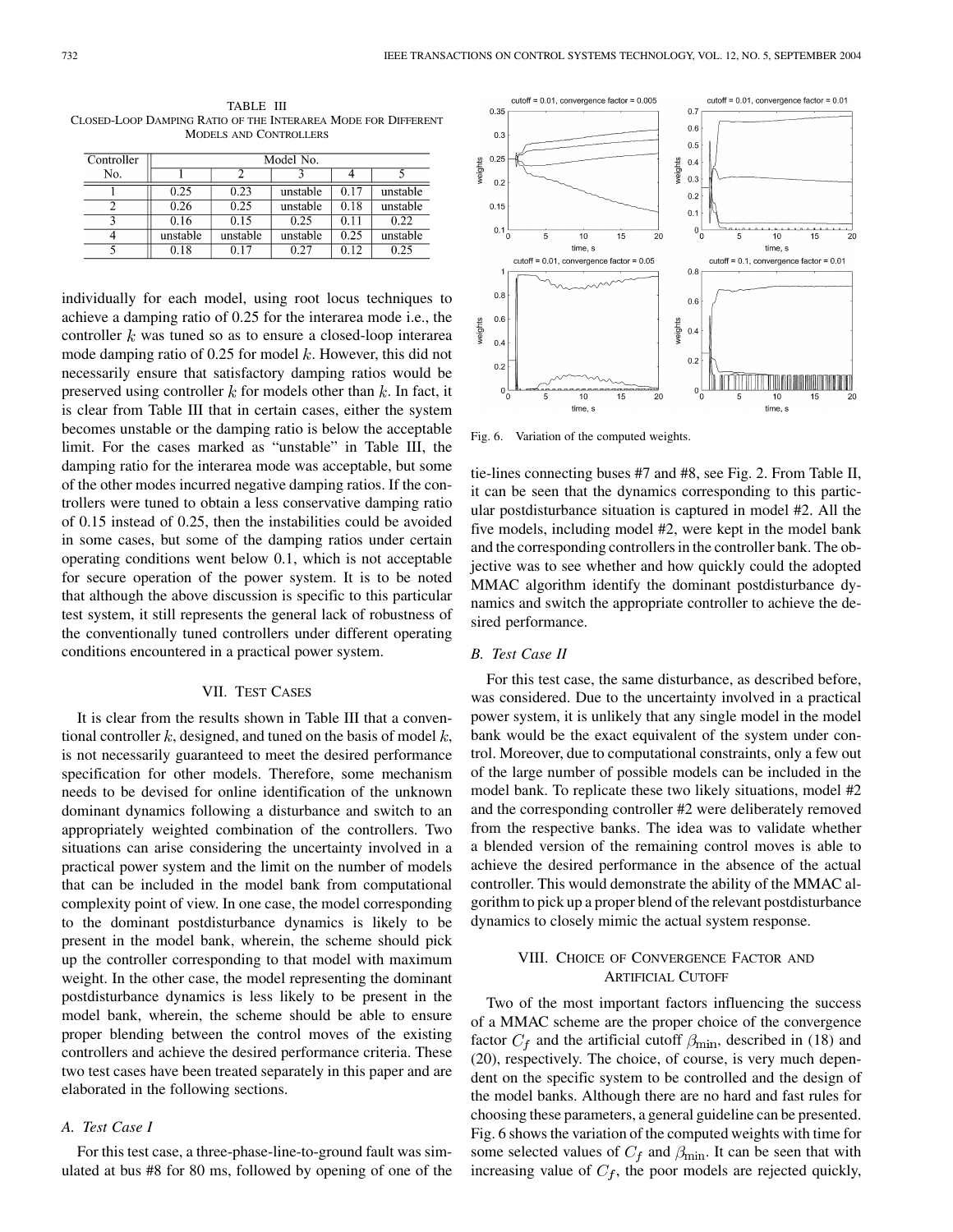TABLE III
CLOSED-LOOP DAMPING RATIO OF THE INTERAREA MODE FOR DIFFERENT MODELS AND CONTROLLERS

| Controller No. | Model No. | | | | |
|---|---|---|---|---|---|
| | 1 | 2 | 3 | 4 | 5 |
| 1 | 0.25 | 0.23 | unstable | 0.17 | unstable |
| 2 | 0.26 | 0.25 | unstable | 0.18 | unstable |
| 3 | 0.16 | 0.15 | 0.25 | 0.11 | 0.22 |
| 4 | unstable | unstable | unstable | 0.25 | unstable |
| 5 | 0.18 | 0.17 | 0.27 | 0.12 | 0.25 |

individually for each model, using root locus techniques to achieve a damping ratio of 0.25 for the interarea mode i.e., the controller $k$ was tuned so as to ensure a closed-loop interarea mode damping ratio of 0.25 for model $k$. However, this did not necessarily ensure that satisfactory damping ratios would be preserved using controller $k$ for models other than $k$. In fact, it is clear from Table III that in certain cases, either the system becomes unstable or the damping ratio is below the acceptable limit. For the cases marked as "unstable" in Table III, the damping ratio for the interarea mode was acceptable, but some of the other modes incurred negative damping ratios. If the controllers were tuned to obtain a less conservative damping ratio of 0.15 instead of 0.25, then the instabilities could be avoided in some cases, but some of the damping ratios under certain operating conditions went below 0.1, which is not acceptable for secure operation of the power system. It is to be noted that although the above discussion is specific to this particular test system, it still represents the general lack of robustness of the conventionally tuned controllers under different operating conditions encountered in a practical power system.

## VII. Test Cases

It is clear from the results shown in Table III that a conventional controller $k$, designed, and tuned on the basis of model $k$, is not necessarily guaranteed to meet the desired performance specification for other models. Therefore, some mechanism needs to be devised for online identification of the unknown dominant dynamics following a disturbance and switch to an appropriately weighted combination of the controllers. Two situations can arise considering the uncertainty involved in a practical power system and the limit on the number of models that can be included in the model bank from computational complexity point of view. In one case, the model corresponding to the dominant postdisturbance dynamics is likely to be present in the model bank, wherein, the scheme should pick up the controller corresponding to that model with maximum weight. In the other case, the model representing the dominant postdisturbance dynamics is less likely to be present in the model bank, wherein, the scheme should be able to ensure proper blending between the control moves of the existing controllers and achieve the desired performance criteria. These two test cases have been treated separately in this paper and are elaborated in the following sections.

### A. Test Case I

For this test case, a three-phase-line-to-ground fault was simulated at bus #8 for 80 ms, followed by opening of one of the

cutoff = 0.01, convergence factor = 0.005

cutoff = 0.01, convergence factor = 0.01

cutoff = 0.01, convergence factor = 0.05

cutoff = 0.1, convergence factor = 0.01

weights

time, s

Fig. 6. Variation of the computed weights.

tie-lines connecting buses #7 and #8, see Fig. 2. From Table II, it can be seen that the dynamics corresponding to this particular postdisturbance situation is captured in model #2. All the five models, including model #2, were kept in the model bank and the corresponding controllers in the controller bank. The objective was to see whether and how quickly could the adopted MMAC algorithm identify the dominant postdisturbance dynamics and switch the appropriate controller to achieve the desired performance.

### B. Test Case II

For this test case, the same disturbance, as described before, was considered. Due to the uncertainty involved in a practical power system, it is unlikely that any single model in the model bank would be the exact equivalent of the system under control. Moreover, due to computational constraints, only a few out of the large number of possible models can be included in the model bank. To replicate these two likely situations, model #2 and the corresponding controller #2 were deliberately removed from the respective banks. The idea was to validate whether a blended version of the remaining control moves is able to achieve the desired performance in the absence of the actual controller. This would demonstrate the ability of the MMAC algorithm to pick up a proper blend of the relevant postdisturbance dynamics to closely mimic the actual system response.

## VIII. Choice of Convergence Factor and Artificial Cutoff

Two of the most important factors influencing the success of a MMAC scheme are the proper choice of the convergence factor $C_f$ and the artificial cutoff $\beta_{\min}$, described in (18) and (20), respectively. The choice, of course, is very much dependent on the specific system to be controlled and the design of the model banks. Although there are no hard and fast rules for choosing these parameters, a general guideline can be presented. Fig. 6 shows the variation of the computed weights with time for some selected values of $C_f$ and $\beta_{\min}$. It can be seen that with increasing value of $C_f$, the poor models are rejected quickly,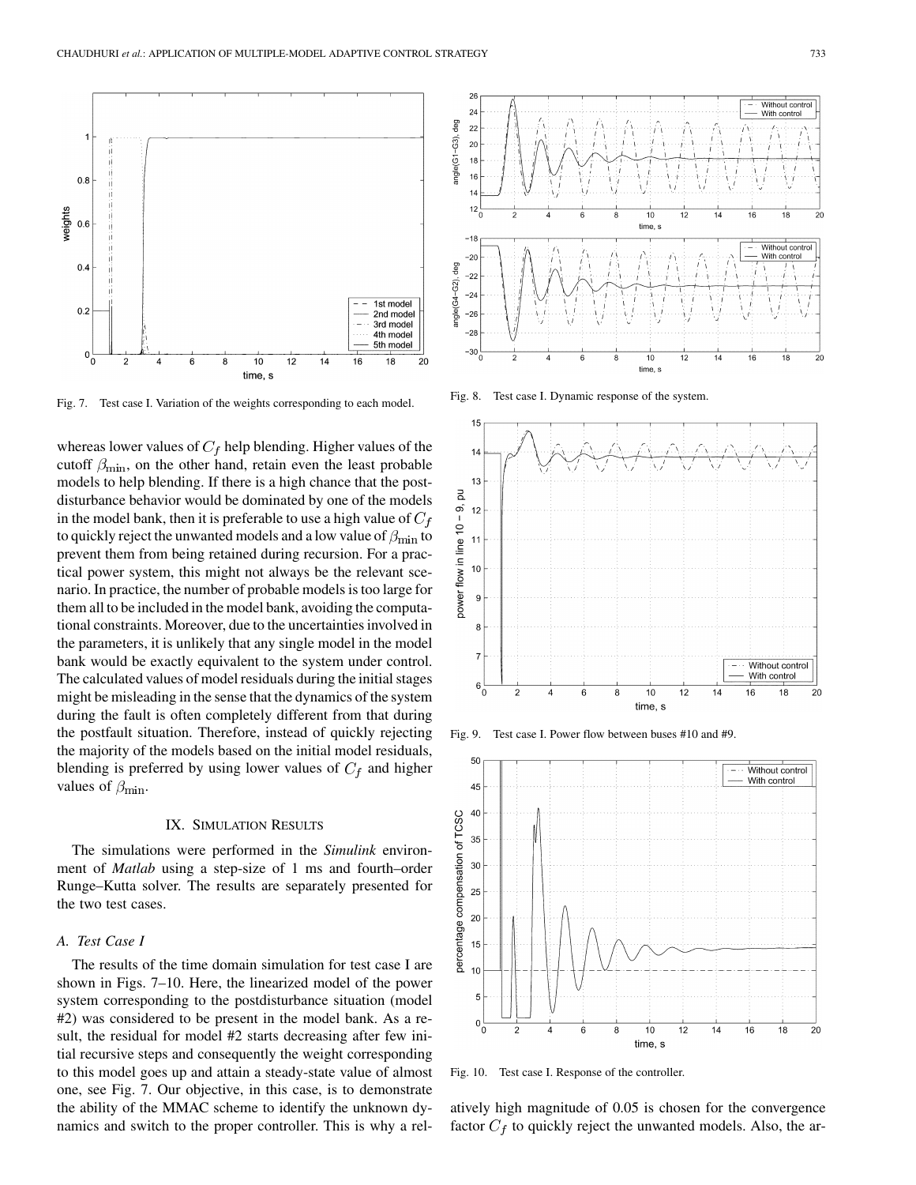Fig. 7. Test case I. Variation of the weights corresponding to each model.

Fig. 8. Test case I. Dynamic response of the system.

whereas lower values of $C_f$ help blending. Higher values of the cutoff $\beta_{\min}$, on the other hand, retain even the least probable models to help blending. If there is a high chance that the postdisturbance behavior would be dominated by one of the models in the model bank, then it is preferable to use a high value of $C_f$ to quickly reject the unwanted models and a low value of $\beta_{\min}$ to prevent them from being retained during recursion. For a practical power system, this might not always be the relevant scenario. In practice, the number of probable models is too large for them all to be included in the model bank, avoiding the computational constraints. Moreover, due to the uncertainties involved in the parameters, it is unlikely that any single model in the model bank would be exactly equivalent to the system under control. The calculated values of model residuals during the initial stages might be misleading in the sense that the dynamics of the system during the fault is often completely different from that during the postfault situation. Therefore, instead of quickly rejecting the majority of the models based on the initial model residuals, blending is preferred by using lower values of $C_f$ and higher values of $\beta_{\min}$.

## IX. Simulation Results

The simulations were performed in the *Simulink* environment of *Matlab* using a step-size of 1 ms and fourth–order Runge–Kutta solver. The results are separately presented for the two test cases.

### A. Test Case I

The results of the time domain simulation for test case I are shown in Figs. 7–10. Here, the linearized model of the power system corresponding to the postdisturbance situation (model #2) was considered to be present in the model bank. As a result, the residual for model #2 starts decreasing after few initial recursive steps and consequently the weight corresponding to this model goes up and attain a steady-state value of almost one, see Fig. 7. Our objective, in this case, is to demonstrate the ability of the MMAC scheme to identify the unknown dynamics and switch to the proper controller. This is why a relatively high magnitude of 0.05 is chosen for the convergence factor $C_f$ to quickly reject the unwanted models. Also, the ar-

Fig. 9. Test case I. Power flow between buses #10 and #9.

Fig. 10. Test case I. Response of the controller.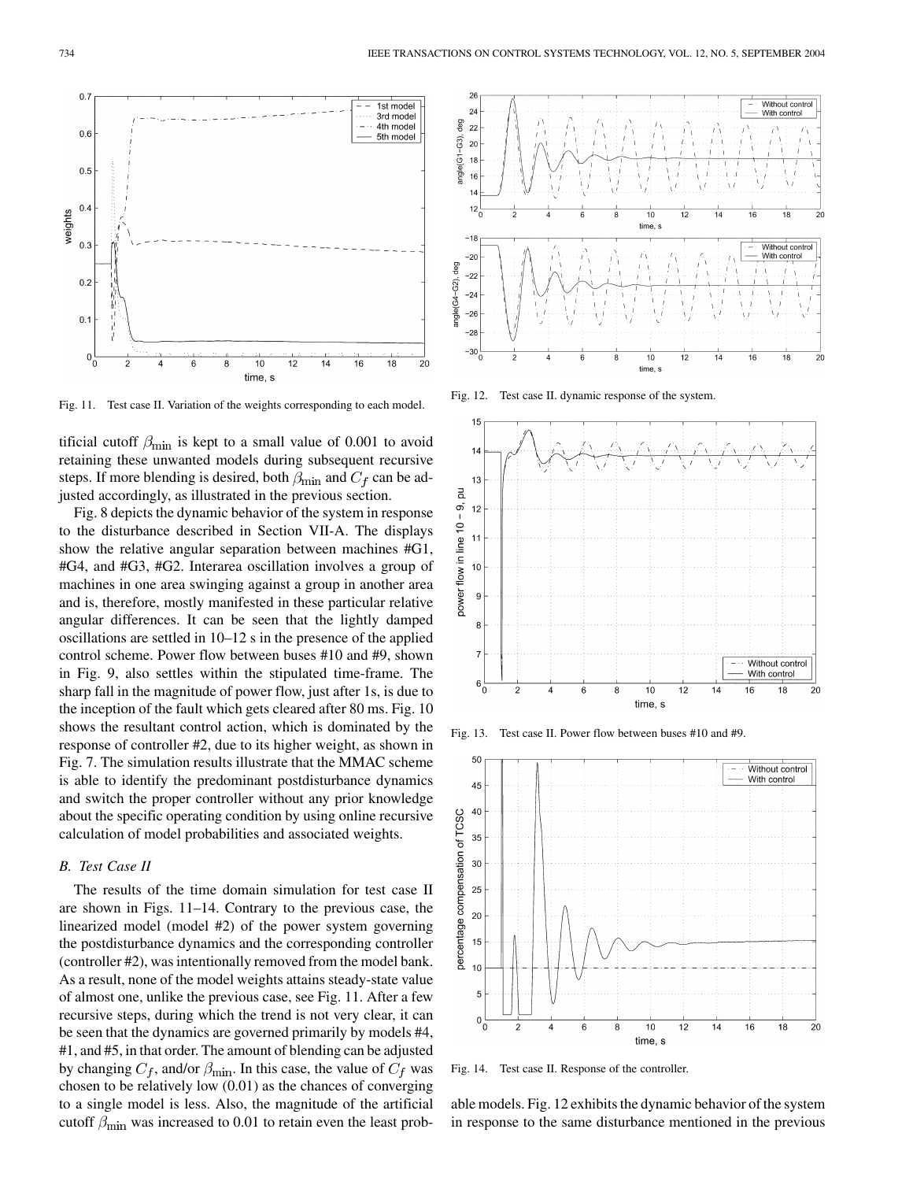Fig. 11. Test case II. Variation of the weights corresponding to each model.

Fig. 12. Test case II. dynamic response of the system.

Fig. 13. Test case II. Power flow between buses #10 and #9.

Fig. 14. Test case II. Response of the controller.

tificial cutoff $\beta_{\min}$ is kept to a small value of 0.001 to avoid retaining these unwanted models during subsequent recursive steps. If more blending is desired, both $\beta_{\min}$ and $C_f$ can be adjusted accordingly, as illustrated in the previous section.

Fig. 8 depicts the dynamic behavior of the system in response to the disturbance described in Section VII-A. The displays show the relative angular separation between machines #G1, #G4, and #G3, #G2. Interarea oscillation involves a group of machines in one area swinging against a group in another area and is, therefore, mostly manifested in these particular relative angular differences. It can be seen that the lightly damped oscillations are settled in 10–12 s in the presence of the applied control scheme. Power flow between buses #10 and #9, shown in Fig. 9, also settles within the stipulated time-frame. The sharp fall in the magnitude of power flow, just after 1s, is due to the inception of the fault which gets cleared after 80 ms. Fig. 10 shows the resultant control action, which is dominated by the response of controller #2, due to its higher weight, as shown in Fig. 7. The simulation results illustrate that the MMAC scheme is able to identify the predominant postdisturbance dynamics and switch the proper controller without any prior knowledge about the specific operating condition by using online recursive calculation of model probabilities and associated weights.

### B. Test Case II

The results of the time domain simulation for test case II are shown in Figs. 11–14. Contrary to the previous case, the linearized model (model #2) of the power system governing the postdisturbance dynamics and the corresponding controller (controller #2), was intentionally removed from the model bank. As a result, none of the model weights attains steady-state value of almost one, unlike the previous case, see Fig. 11. After a few recursive steps, during which the trend is not very clear, it can be seen that the dynamics are governed primarily by models #4, #1, and #5, in that order. The amount of blending can be adjusted by changing $C_f$, and/or $\beta_{\min}$. In this case, the value of $C_f$ was chosen to be relatively low (0.01) as the chances of converging to a single model is less. Also, the magnitude of the artificial cutoff $\beta_{\min}$ was increased to 0.01 to retain even the least probable models. Fig. 12 exhibits the dynamic behavior of the system in response to the same disturbance mentioned in the previous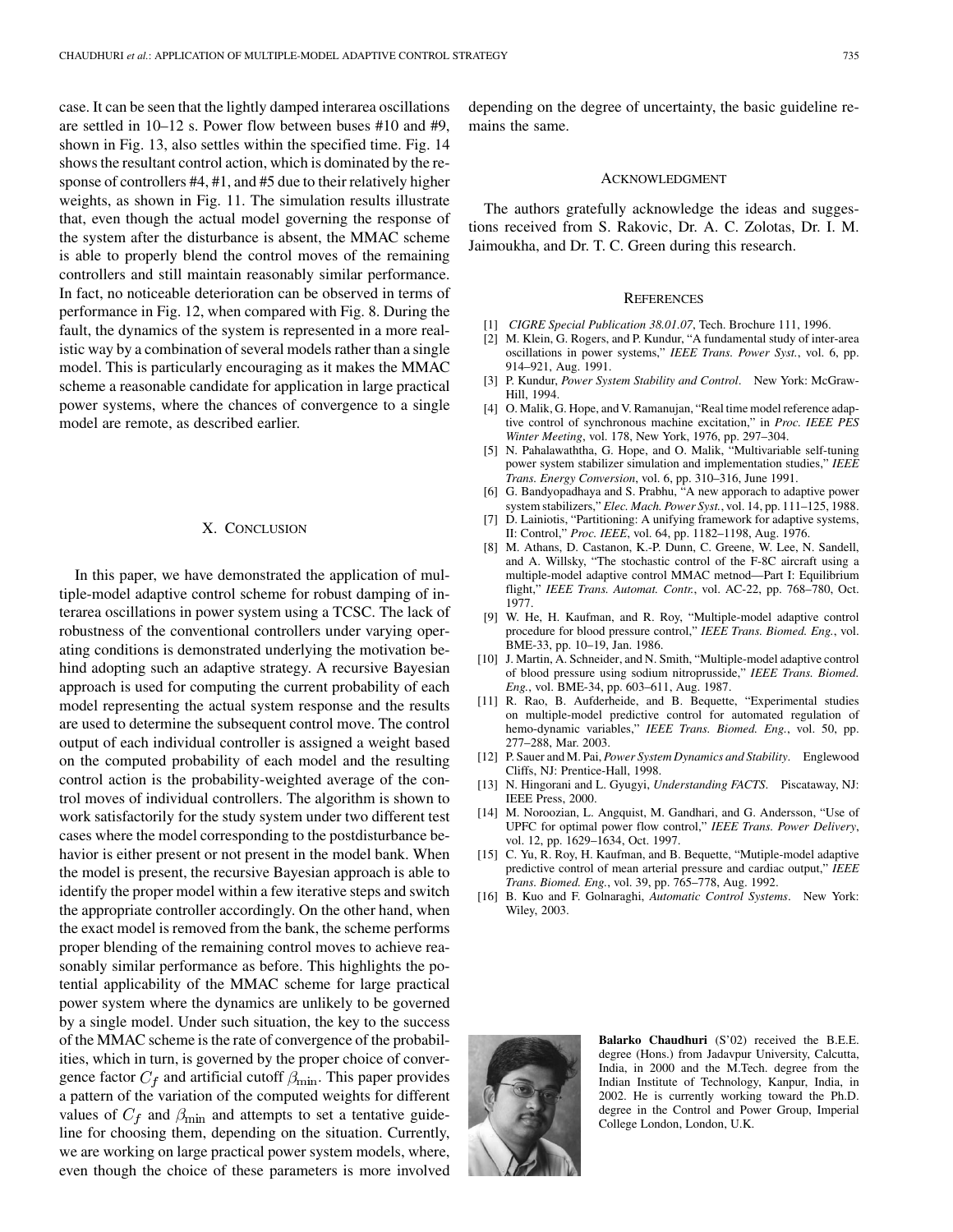case. It can be seen that the lightly damped interarea oscillations are settled in 10–12 s. Power flow between buses #10 and #9, shown in Fig. 13, also settles within the specified time. Fig. 14 shows the resultant control action, which is dominated by the response of controllers #4, #1, and #5 due to their relatively higher weights, as shown in Fig. 11. The simulation results illustrate that, even though the actual model governing the response of the system after the disturbance is absent, the MMAC scheme is able to properly blend the control moves of the remaining controllers and still maintain reasonably similar performance. In fact, no noticeable deterioration can be observed in terms of performance in Fig. 12, when compared with Fig. 8. During the fault, the dynamics of the system is represented in a more realistic way by a combination of several models rather than a single model. This is particularly encouraging as it makes the MMAC scheme a reasonable candidate for application in large practical power systems, where the chances of convergence to a single model are remote, as described earlier.

## X. Conclusion

In this paper, we have demonstrated the application of multiple-model adaptive control scheme for robust damping of interarea oscillations in power system using a TCSC. The lack of robustness of the conventional controllers under varying operating conditions is demonstrated underlying the motivation behind adopting such an adaptive strategy. A recursive Bayesian approach is used for computing the current probability of each model representing the actual system response and the results are used to determine the subsequent control move. The control output of each individual controller is assigned a weight based on the computed probability of each model and the resulting control action is the probability-weighted average of the control moves of individual controllers. The algorithm is shown to work satisfactorily for the study system under two different test cases where the model corresponding to the postdisturbance behavior is either present or not present in the model bank. When the model is present, the recursive Bayesian approach is able to identify the proper model within a few iterative steps and switch the appropriate controller accordingly. On the other hand, when the exact model is removed from the bank, the scheme performs proper blending of the remaining control moves to achieve reasonably similar performance as before. This highlights the potential applicability of the MMAC scheme for large practical power system where the dynamics are unlikely to be governed by a single model. Under such situation, the key to the success of the MMAC scheme is the rate of convergence of the probabilities, which in turn, is governed by the proper choice of convergence factor $C_f$ and artificial cutoff $\beta_{\min}$. This paper provides a pattern of the variation of the computed weights for different values of $C_f$ and $\beta_{\min}$ and attempts to set a tentative guideline for choosing them, depending on the situation. Currently, we are working on large practical power system models, where, even though the choice of these parameters is more involved depending on the degree of uncertainty, the basic guideline remains the same.

## Acknowledgment

The authors gratefully acknowledge the ideas and suggestions received from S. Rakovic, Dr. A. C. Zolotas, Dr. I. M. Jaimoukha, and Dr. T. C. Green during this research.

## References

[1] *CIGRE Special Publication 38.01.07*, Tech. Brochure 111, 1996.

[2] M. Klein, G. Rogers, and P. Kundur, "A fundamental study of inter-area oscillations in power systems," *IEEE Trans. Power Syst.*, vol. 6, pp. 914–921, Aug. 1991.

[3] P. Kundur, *Power System Stability and Control*. New York: McGraw-Hill, 1994.

[4] O. Malik, G. Hope, and V. Ramanujan, "Real time model reference adaptive control of synchronous machine excitation," in *Proc. IEEE PES Winter Meeting*, vol. 178, New York, 1976, pp. 297–304.

[5] N. Pahalawaththa, G. Hope, and O. Malik, "Multivariable self-tuning power system stabilizer simulation and implementation studies," *IEEE Trans. Energy Conversion*, vol. 6, pp. 310–316, June 1991.

[6] G. Bandyopadhaya and S. Prabhu, "A new apporach to adaptive power system stabilizers," *Elec. Mach. Power Syst.*, vol. 14, pp. 111–125, 1988.

[7] D. Lainiotis, "Partitioning: A unifying framework for adaptive systems, II: Control," *Proc. IEEE*, vol. 64, pp. 1182–1198, Aug. 1976.

[8] M. Athans, D. Castanon, K.-P. Dunn, C. Greene, W. Lee, N. Sandell, and A. Willsky, "The stochastic control of the F-8C aircraft using a multiple-model adaptive control MMAC metnod—Part I: Equilibrium flight," *IEEE Trans. Automat. Contr.*, vol. AC-22, pp. 768–780, Oct. 1977.

[9] W. He, H. Kaufman, and R. Roy, "Multiple-model adaptive control procedure for blood pressure control," *IEEE Trans. Biomed. Eng.*, vol. BME-33, pp. 10–19, Jan. 1986.

[10] J. Martin, A. Schneider, and N. Smith, "Multiple-model adaptive control of blood pressure using sodium nitroprusside," *IEEE Trans. Biomed. Eng.*, vol. BME-34, pp. 603–611, Aug. 1987.

[11] R. Rao, B. Aufderheide, and B. Bequette, "Experimental studies on multiple-model predictive control for automated regulation of hemo-dynamic variables," *IEEE Trans. Biomed. Eng.*, vol. 50, pp. 277–288, Mar. 2003.

[12] P. Sauer and M. Pai, *Power System Dynamics and Stability*. Englewood Cliffs, NJ: Prentice-Hall, 1998.

[13] N. Hingorani and L. Gyugyi, *Understanding FACTS*. Piscataway, NJ: IEEE Press, 2000.

[14] M. Noroozian, L. Angquist, M. Gandhari, and G. Andersson, "Use of UPFC for optimal power flow control," *IEEE Trans. Power Delivery*, vol. 12, pp. 1629–1634, Oct. 1997.

[15] C. Yu, R. Roy, H. Kaufman, and B. Bequette, "Mutiple-model adaptive predictive control of mean arterial pressure and cardiac output," *IEEE Trans. Biomed. Eng.*, vol. 39, pp. 765–778, Aug. 1992.

[16] B. Kuo and F. Golnaraghi, *Automatic Control Systems*. New York: Wiley, 2003.

**Balarko Chaudhuri** (S'02) received the B.E.E. degree (Hons.) from Jadavpur University, Calcutta, India, in 2000 and the M.Tech. degree from the Indian Institute of Technology, Kanpur, India, in 2002. He is currently working toward the Ph.D. degree in the Control and Power Group, Imperial College London, London, U.K.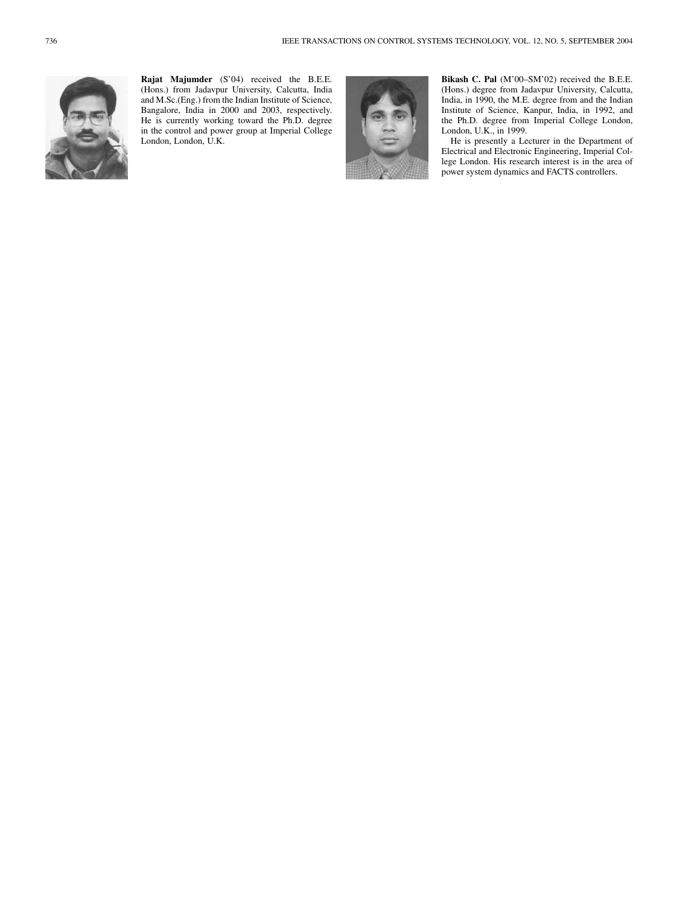**Rajat Majumder** (S'04) received the B.E.E. (Hons.) from Jadavpur University, Calcutta, India and M.Sc.(Eng.) from the Indian Institute of Science, Bangalore, India in 2000 and 2003, respectively. He is currently working toward the Ph.D. degree in the control and power group at Imperial College London, London, U.K.

**Bikash C. Pal** (M'00–SM'02) received the B.E.E. (Hons.) degree from Jadavpur University, Calcutta, India, in 1990, the M.E. degree from and the Indian Institute of Science, Kanpur, India, in 1992, and the Ph.D. degree from Imperial College London, London, U.K., in 1999.

He is presently a Lecturer in the Department of Electrical and Electronic Engineering, Imperial College London. His research interest is in the area of power system dynamics and FACTS controllers.